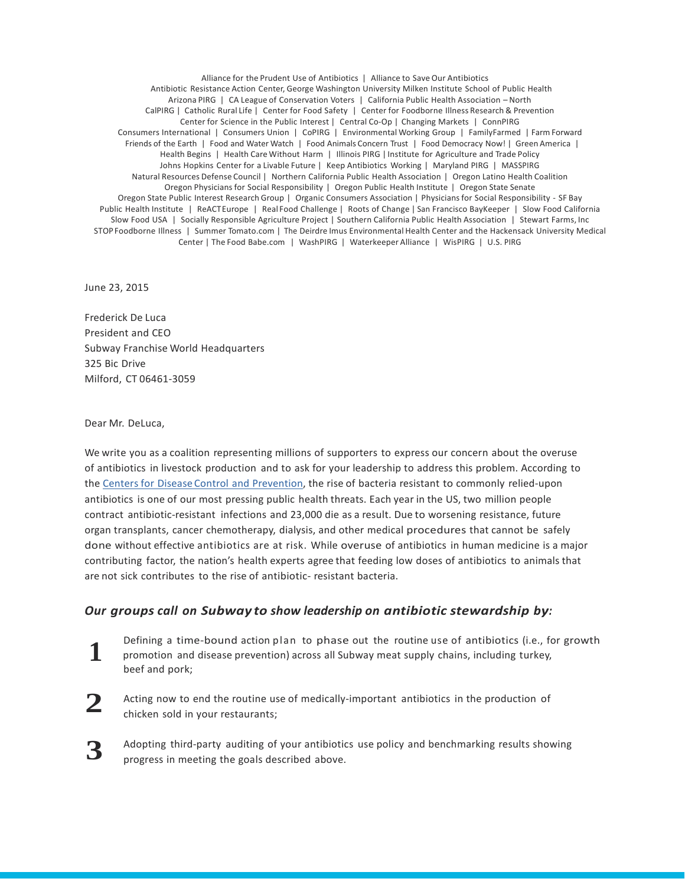Alliance for the Prudent Use of Antibiotics | Alliance to Save Our Antibiotics
Antibiotic Resistance Action Center, George Washington University Milken Institute School of Public Health
Arizona PIRG | CA League of Conservation Voters | California Public Health Association – North
CalPIRG | Catholic Rural Life | Center for Food Safety | Center for Foodborne Illness Research & Prevention
Center for Science in the Public Interest | Central Co-Op | Changing Markets | ConnPIRG
Consumers International | Consumers Union | CoPIRG | Environmental Working Group | FamilyFarmed | Farm Forward
Friends of the Earth | Food and Water Watch | Food Animals Concern Trust | Food Democracy Now! | Green America |
Health Begins | Health Care Without Harm | Illinois PIRG | Institute for Agriculture and Trade Policy
Johns Hopkins Center for a Livable Future | Keep Antibiotics Working | Maryland PIRG | MASSPIRG
Natural Resources Defense Council | Northern California Public Health Association | Oregon Latino Health Coalition
Oregon Physicians for Social Responsibility | Oregon Public Health Institute | Oregon State Senate
Oregon State Public Interest Research Group | Organic Consumers Association | Physicians for Social Responsibility - SF Bay
Public Health Institute | ReACT Europe | Real Food Challenge | Roots of Change | San Francisco BayKeeper | Slow Food California
Slow Food USA | Socially Responsible Agriculture Project | Southern California Public Health Association | Stewart Farms, Inc
STOP Foodborne Illness | Summer Tomato.com | The Deirdre Imus Environmental Health Center and the Hackensack University Medical Center | The Food Babe.com | WashPIRG | Waterkeeper Alliance | WisPIRG | U.S. PIRG

June 23, 2015

Frederick De Luca
President and CEO
Subway Franchise World Headquarters
325 Bic Drive
Milford, CT 06461-3059

Dear Mr. DeLuca,

We write you as a coalition representing millions of supporters to express our concern about the overuse of antibiotics in livestock production and to ask for your leadership to address this problem. According to the Centers for Disease Control and Prevention, the rise of bacteria resistant to commonly relied-upon antibiotics is one of our most pressing public health threats. Each year in the US, two million people contract antibiotic-resistant infections and 23,000 die as a result. Due to worsening resistance, future organ transplants, cancer chemotherapy, dialysis, and other medical procedures that cannot be safely done without effective antibiotics are at risk. While overuse of antibiotics in human medicine is a major contributing factor, the nation's health experts agree that feeding low doses of antibiotics to animals that are not sick contributes to the rise of antibiotic- resistant bacteria.

### *Our groups call on Subway to show leadership on antibiotic stewardship by:*

1. Defining a time-bound action plan to phase out the routine use of antibiotics (i.e., for growth promotion and disease prevention) across all Subway meat supply chains, including turkey, beef and pork;

2. Acting now to end the routine use of medically-important antibiotics in the production of chicken sold in your restaurants;

3. Adopting third-party auditing of your antibiotics use policy and benchmarking results showing progress in meeting the goals described above.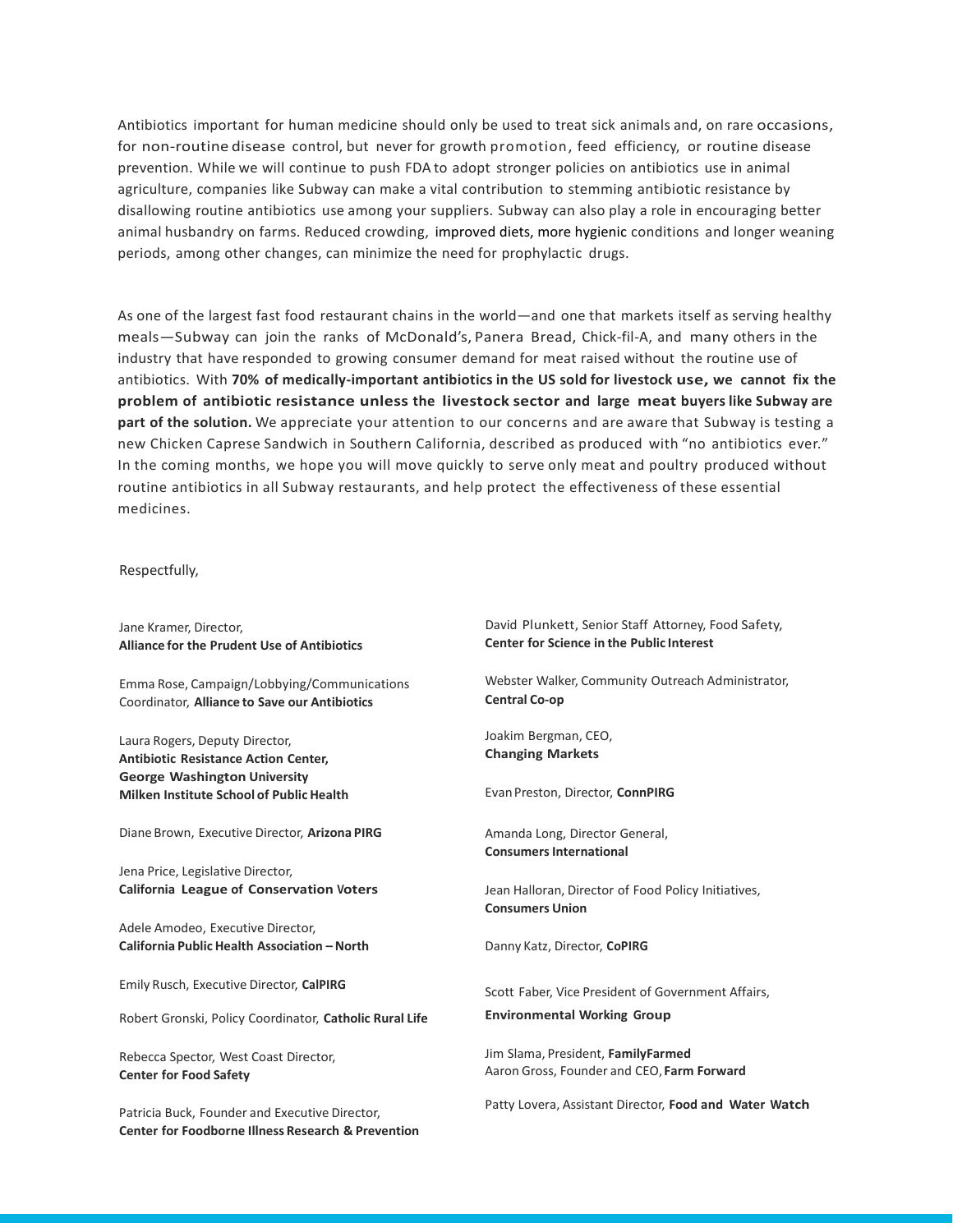Antibiotics important for human medicine should only be used to treat sick animals and, on rare occasions, for non-routine disease control, but never for growth promotion, feed efficiency, or routine disease prevention. While we will continue to push FDA to adopt stronger policies on antibiotics use in animal agriculture, companies like Subway can make a vital contribution to stemming antibiotic resistance by disallowing routine antibiotics use among your suppliers. Subway can also play a role in encouraging better animal husbandry on farms. Reduced crowding, improved diets, more hygienic conditions and longer weaning periods, among other changes, can minimize the need for prophylactic drugs.

As one of the largest fast food restaurant chains in the world—and one that markets itself as serving healthy meals—Subway can join the ranks of McDonald's, Panera Bread, Chick-fil-A, and many others in the industry that have responded to growing consumer demand for meat raised without the routine use of antibiotics. With **70% of medically-important antibiotics in the US sold for livestock use, we cannot fix the problem of antibiotic resistance unless the livestock sector and large meat buyers like Subway are part of the solution.** We appreciate your attention to our concerns and are aware that Subway is testing a new Chicken Caprese Sandwich in Southern California, described as produced with "no antibiotics ever." In the coming months, we hope you will move quickly to serve only meat and poultry produced without routine antibiotics in all Subway restaurants, and help protect the effectiveness of these essential medicines.

Respectfully,

Jane Kramer, Director,
**Alliance for the Prudent Use of Antibiotics**

Emma Rose, Campaign/Lobbying/Communications Coordinator, **Alliance to Save our Antibiotics**

Laura Rogers, Deputy Director,
**Antibiotic Resistance Action Center, George Washington University Milken Institute School of Public Health**

Diane Brown, Executive Director, **Arizona PIRG**

Jena Price, Legislative Director,
**California League of Conservation Voters**

Adele Amodeo, Executive Director,
**California Public Health Association – North**

Emily Rusch, Executive Director, **CalPIRG**

Robert Gronski, Policy Coordinator, **Catholic Rural Life**

Rebecca Spector, West Coast Director,
**Center for Food Safety**

Patricia Buck, Founder and Executive Director,
**Center for Foodborne Illness Research & Prevention**

David Plunkett, Senior Staff Attorney, Food Safety,
**Center for Science in the Public Interest**

Webster Walker, Community Outreach Administrator,
**Central Co-op**

Joakim Bergman, CEO,
**Changing Markets**

Evan Preston, Director, **ConnPIRG**

Amanda Long, Director General,
**Consumers International**

Jean Halloran, Director of Food Policy Initiatives,
**Consumers Union**

Danny Katz, Director, **CoPIRG**

Scott Faber, Vice President of Government Affairs,
**Environmental Working Group**

Jim Slama, President, **FamilyFarmed**
Aaron Gross, Founder and CEO, **Farm Forward**

Patty Lovera, Assistant Director, **Food and Water Watch**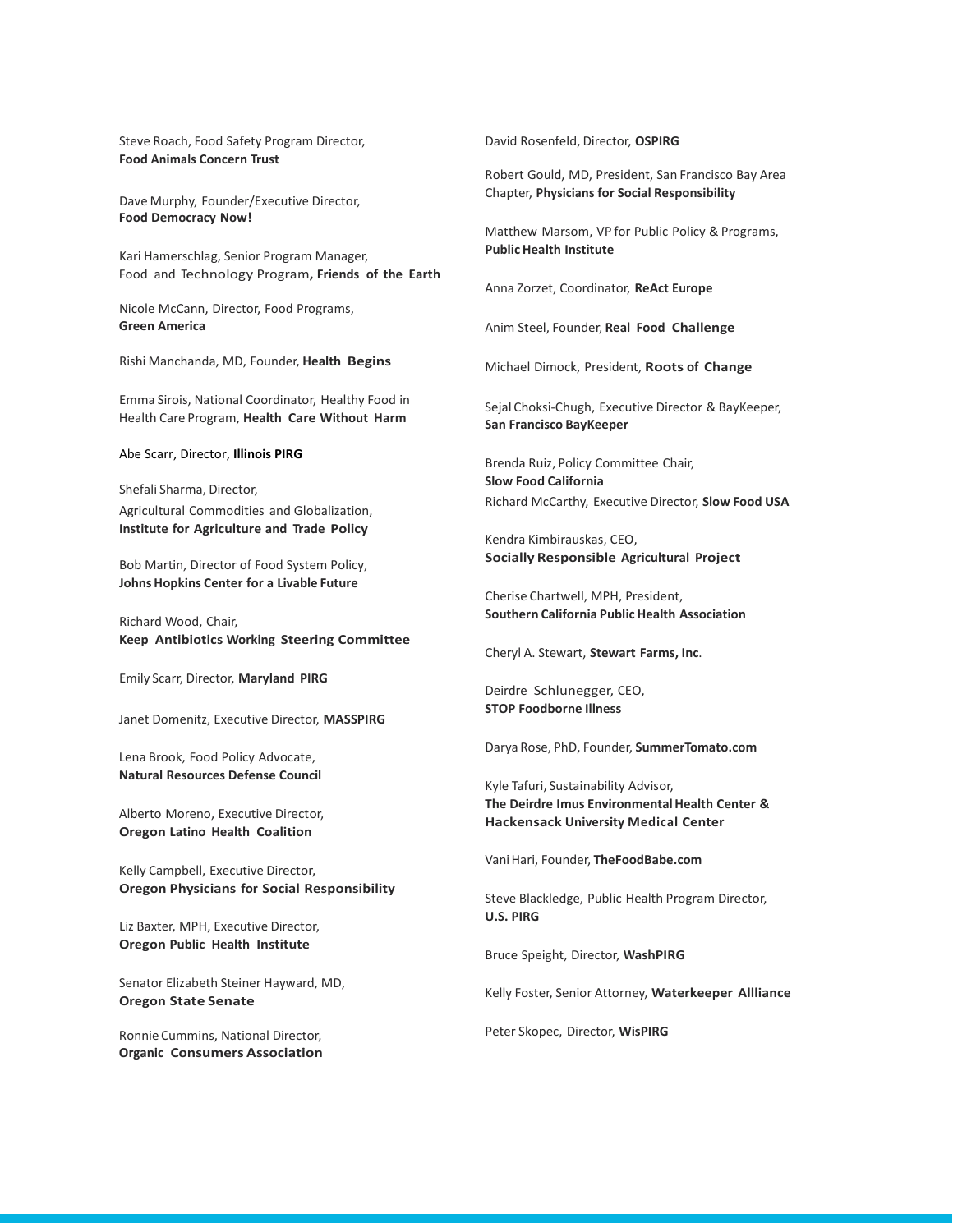Steve Roach, Food Safety Program Director,
**Food Animals Concern Trust**

Dave Murphy, Founder/Executive Director,
**Food Democracy Now!**

Kari Hamerschlag, Senior Program Manager,
Food and Technology Program**, Friends of the Earth**

Nicole McCann, Director, Food Programs,
**Green America**

Rishi Manchanda, MD, Founder, **Health Begins**

Emma Sirois, National Coordinator, Healthy Food in Health Care Program, **Health Care Without Harm**

Abe Scarr, Director, **Illinois PIRG**

Shefali Sharma, Director,
Agricultural Commodities and Globalization,
**Institute for Agriculture and Trade Policy**

Bob Martin, Director of Food System Policy,
**Johns Hopkins Center for a Livable Future**

Richard Wood, Chair,
**Keep Antibiotics Working Steering Committee**

Emily Scarr, Director, **Maryland PIRG**

Janet Domenitz, Executive Director, **MASSPIRG**

Lena Brook, Food Policy Advocate,
**Natural Resources Defense Council**

Alberto Moreno, Executive Director,
**Oregon Latino Health Coalition**

Kelly Campbell, Executive Director,
**Oregon Physicians for Social Responsibility**

Liz Baxter, MPH, Executive Director,
**Oregon Public Health Institute**

Senator Elizabeth Steiner Hayward, MD,
**Oregon State Senate**

Ronnie Cummins, National Director,
**Organic Consumers Association**

David Rosenfeld, Director, **OSPIRG**

Robert Gould, MD, President, San Francisco Bay Area Chapter, **Physicians for Social Responsibility**

Matthew Marsom, VP for Public Policy & Programs,
**Public Health Institute**

Anna Zorzet, Coordinator, **ReAct Europe**

Anim Steel, Founder, **Real Food Challenge**

Michael Dimock, President, **Roots of Change**

Sejal Choksi-Chugh, Executive Director & BayKeeper,
**San Francisco BayKeeper**

Brenda Ruiz, Policy Committee Chair,
**Slow Food California**

Richard McCarthy, Executive Director, **Slow Food USA**

Kendra Kimbirauskas, CEO,
**Socially Responsible Agricultural Project**

Cherise Chartwell, MPH, President,
**Southern California Public Health Association**

Cheryl A. Stewart, **Stewart Farms, Inc**.

Deirdre Schlunegger, CEO,
**STOP Foodborne Illness**

Darya Rose, PhD, Founder, **SummerTomato.com**

Kyle Tafuri, Sustainability Advisor,
**The Deirdre Imus Environmental Health Center & Hackensack University Medical Center**

Vani Hari, Founder, **TheFoodBabe.com**

Steve Blackledge, Public Health Program Director,
**U.S. PIRG**

Bruce Speight, Director, **WashPIRG**

Kelly Foster, Senior Attorney, **Waterkeeper Allliance**

Peter Skopec, Director, **WisPIRG**